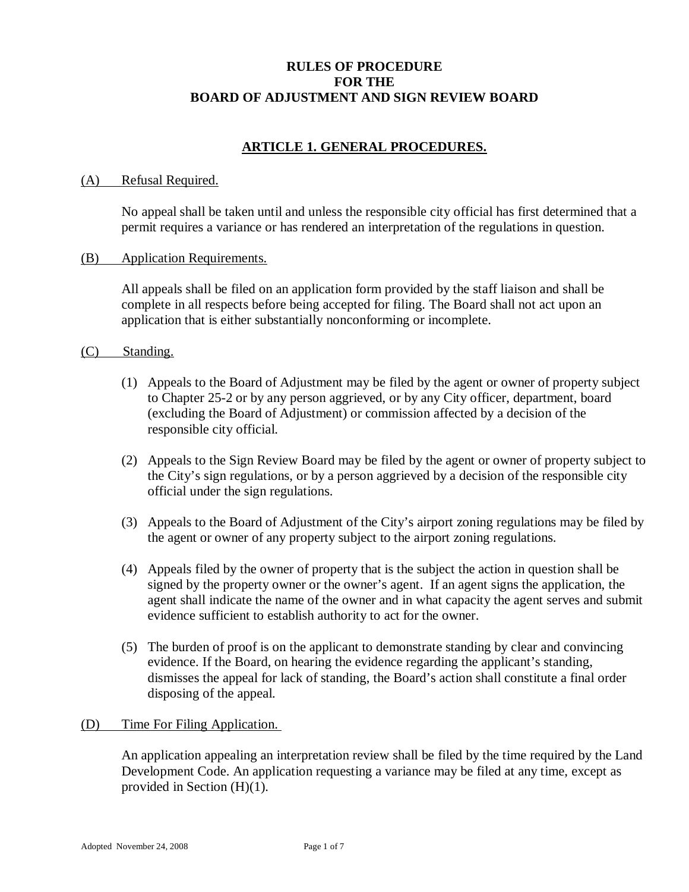# RULES OF PROCEDURE
# FOR THE
# BOARD OF ADJUSTMENT AND SIGN REVIEW BOARD

## ARTICLE 1. GENERAL PROCEDURES.

### (A) Refusal Required.

No appeal shall be taken until and unless the responsible city official has first determined that a permit requires a variance or has rendered an interpretation of the regulations in question.

### (B) Application Requirements.

All appeals shall be filed on an application form provided by the staff liaison and shall be complete in all respects before being accepted for filing. The Board shall not act upon an application that is either substantially nonconforming or incomplete.

### (C) Standing.

(1) Appeals to the Board of Adjustment may be filed by the agent or owner of property subject to Chapter 25-2 or by any person aggrieved, or by any City officer, department, board (excluding the Board of Adjustment) or commission affected by a decision of the responsible city official.

(2) Appeals to the Sign Review Board may be filed by the agent or owner of property subject to the City's sign regulations, or by a person aggrieved by a decision of the responsible city official under the sign regulations.

(3) Appeals to the Board of Adjustment of the City's airport zoning regulations may be filed by the agent or owner of any property subject to the airport zoning regulations.

(4) Appeals filed by the owner of property that is the subject the action in question shall be signed by the property owner or the owner's agent. If an agent signs the application, the agent shall indicate the name of the owner and in what capacity the agent serves and submit evidence sufficient to establish authority to act for the owner.

(5) The burden of proof is on the applicant to demonstrate standing by clear and convincing evidence. If the Board, on hearing the evidence regarding the applicant's standing, dismisses the appeal for lack of standing, the Board's action shall constitute a final order disposing of the appeal.

### (D) Time For Filing Application.

An application appealing an interpretation review shall be filed by the time required by the Land Development Code. An application requesting a variance may be filed at any time, except as provided in Section (H)(1).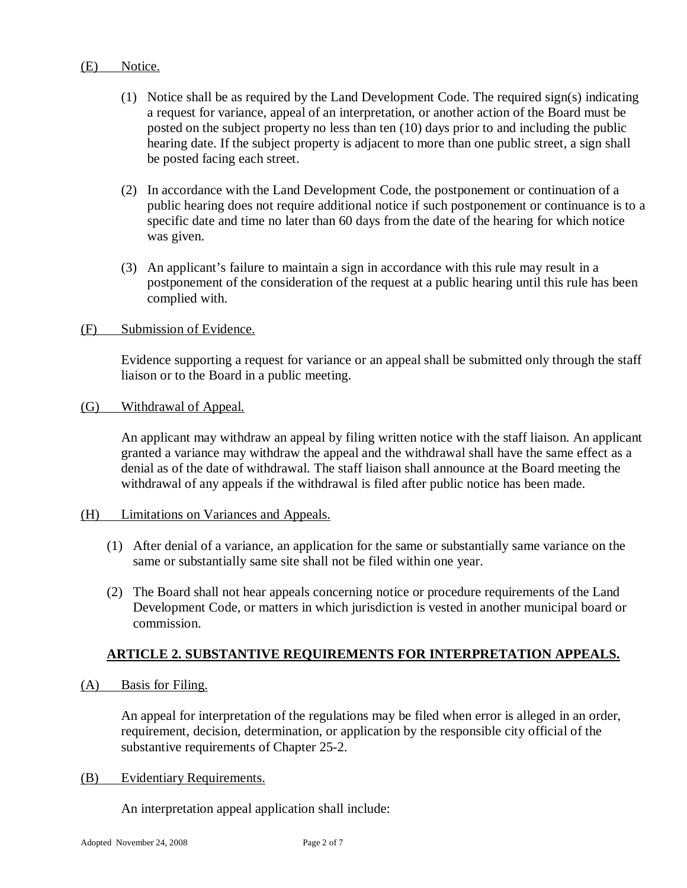(E) Notice.

(1) Notice shall be as required by the Land Development Code. The required sign(s) indicating a request for variance, appeal of an interpretation, or another action of the Board must be posted on the subject property no less than ten (10) days prior to and including the public hearing date. If the subject property is adjacent to more than one public street, a sign shall be posted facing each street.

(2) In accordance with the Land Development Code, the postponement or continuation of a public hearing does not require additional notice if such postponement or continuance is to a specific date and time no later than 60 days from the date of the hearing for which notice was given.

(3) An applicant's failure to maintain a sign in accordance with this rule may result in a postponement of the consideration of the request at a public hearing until this rule has been complied with.

(F) Submission of Evidence.

Evidence supporting a request for variance or an appeal shall be submitted only through the staff liaison or to the Board in a public meeting.

(G) Withdrawal of Appeal.

An applicant may withdraw an appeal by filing written notice with the staff liaison. An applicant granted a variance may withdraw the appeal and the withdrawal shall have the same effect as a denial as of the date of withdrawal. The staff liaison shall announce at the Board meeting the withdrawal of any appeals if the withdrawal is filed after public notice has been made.

(H) Limitations on Variances and Appeals.

(1) After denial of a variance, an application for the same or substantially same variance on the same or substantially same site shall not be filed within one year.

(2) The Board shall not hear appeals concerning notice or procedure requirements of the Land Development Code, or matters in which jurisdiction is vested in another municipal board or commission.

## ARTICLE 2. SUBSTANTIVE REQUIREMENTS FOR INTERPRETATION APPEALS.

(A) Basis for Filing.

An appeal for interpretation of the regulations may be filed when error is alleged in an order, requirement, decision, determination, or application by the responsible city official of the substantive requirements of Chapter 25-2.

(B) Evidentiary Requirements.

An interpretation appeal application shall include: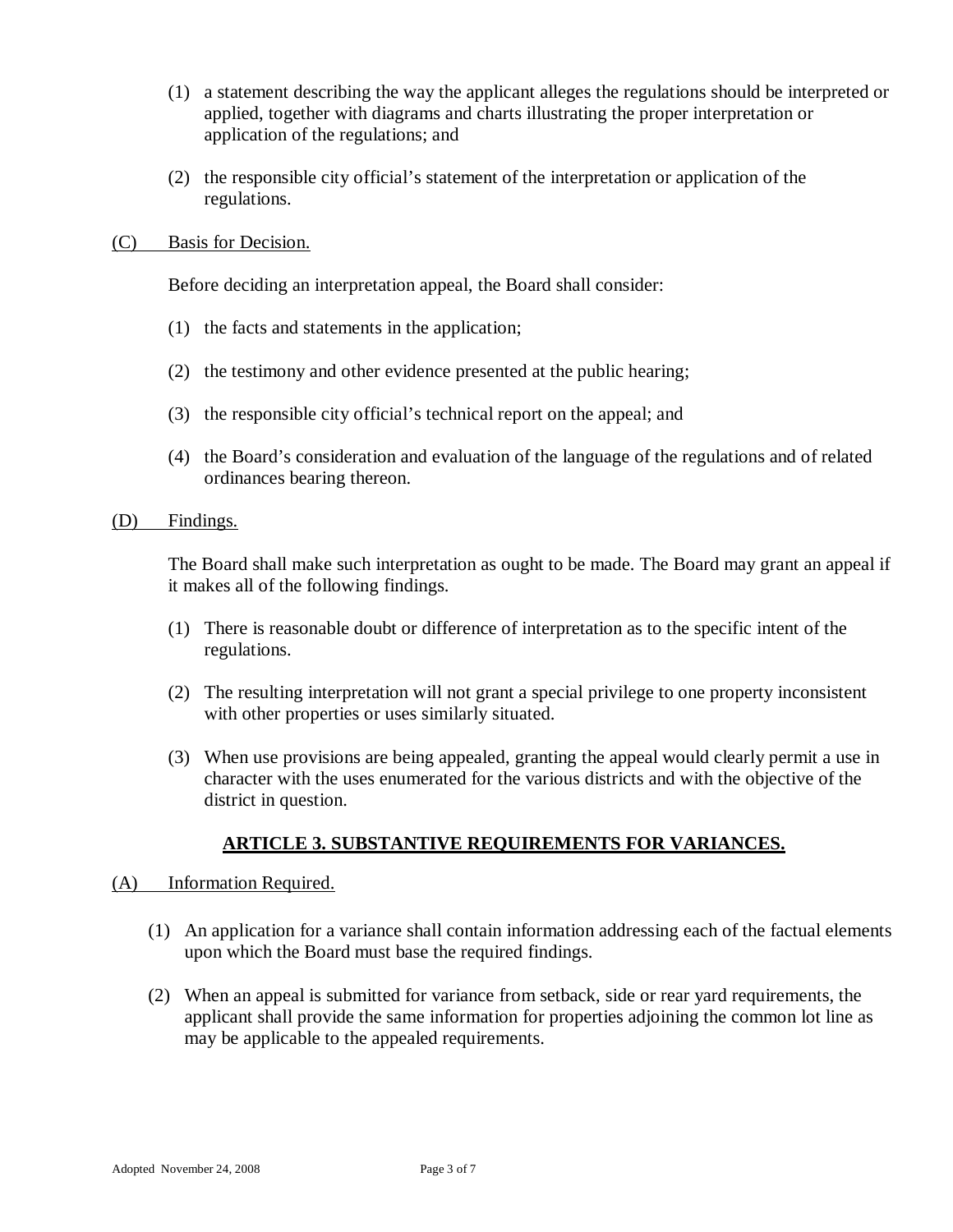(1) a statement describing the way the applicant alleges the regulations should be interpreted or applied, together with diagrams and charts illustrating the proper interpretation or application of the regulations; and

(2) the responsible city official's statement of the interpretation or application of the regulations.

(C) Basis for Decision.

Before deciding an interpretation appeal, the Board shall consider:

(1) the facts and statements in the application;

(2) the testimony and other evidence presented at the public hearing;

(3) the responsible city official's technical report on the appeal; and

(4) the Board's consideration and evaluation of the language of the regulations and of related ordinances bearing thereon.

(D) Findings.

The Board shall make such interpretation as ought to be made. The Board may grant an appeal if it makes all of the following findings.

(1) There is reasonable doubt or difference of interpretation as to the specific intent of the regulations.

(2) The resulting interpretation will not grant a special privilege to one property inconsistent with other properties or uses similarly situated.

(3) When use provisions are being appealed, granting the appeal would clearly permit a use in character with the uses enumerated for the various districts and with the objective of the district in question.

## ARTICLE 3. SUBSTANTIVE REQUIREMENTS FOR VARIANCES.

(A) Information Required.

(1) An application for a variance shall contain information addressing each of the factual elements upon which the Board must base the required findings.

(2) When an appeal is submitted for variance from setback, side or rear yard requirements, the applicant shall provide the same information for properties adjoining the common lot line as may be applicable to the appealed requirements.

Adopted November 24, 2008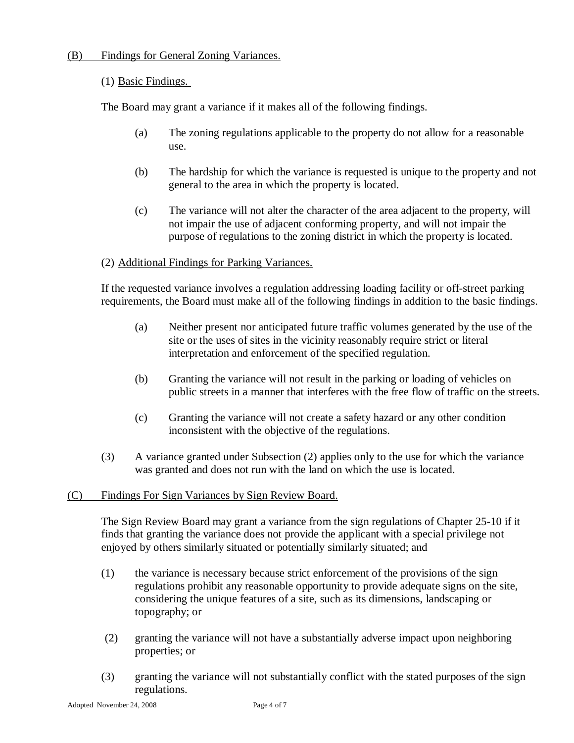## (B) Findings for General Zoning Variances.

(1) Basic Findings.

The Board may grant a variance if it makes all of the following findings.

(a) The zoning regulations applicable to the property do not allow for a reasonable use.

(b) The hardship for which the variance is requested is unique to the property and not general to the area in which the property is located.

(c) The variance will not alter the character of the area adjacent to the property, will not impair the use of adjacent conforming property, and will not impair the purpose of regulations to the zoning district in which the property is located.

(2) Additional Findings for Parking Variances.

If the requested variance involves a regulation addressing loading facility or off-street parking requirements, the Board must make all of the following findings in addition to the basic findings.

(a) Neither present nor anticipated future traffic volumes generated by the use of the site or the uses of sites in the vicinity reasonably require strict or literal interpretation and enforcement of the specified regulation.

(b) Granting the variance will not result in the parking or loading of vehicles on public streets in a manner that interferes with the free flow of traffic on the streets.

(c) Granting the variance will not create a safety hazard or any other condition inconsistent with the objective of the regulations.

(3) A variance granted under Subsection (2) applies only to the use for which the variance was granted and does not run with the land on which the use is located.

## (C) Findings For Sign Variances by Sign Review Board.

The Sign Review Board may grant a variance from the sign regulations of Chapter 25-10 if it finds that granting the variance does not provide the applicant with a special privilege not enjoyed by others similarly situated or potentially similarly situated; and

(1) the variance is necessary because strict enforcement of the provisions of the sign regulations prohibit any reasonable opportunity to provide adequate signs on the site, considering the unique features of a site, such as its dimensions, landscaping or topography; or

(2) granting the variance will not have a substantially adverse impact upon neighboring properties; or

(3) granting the variance will not substantially conflict with the stated purposes of the sign regulations.

Adopted November 24, 2008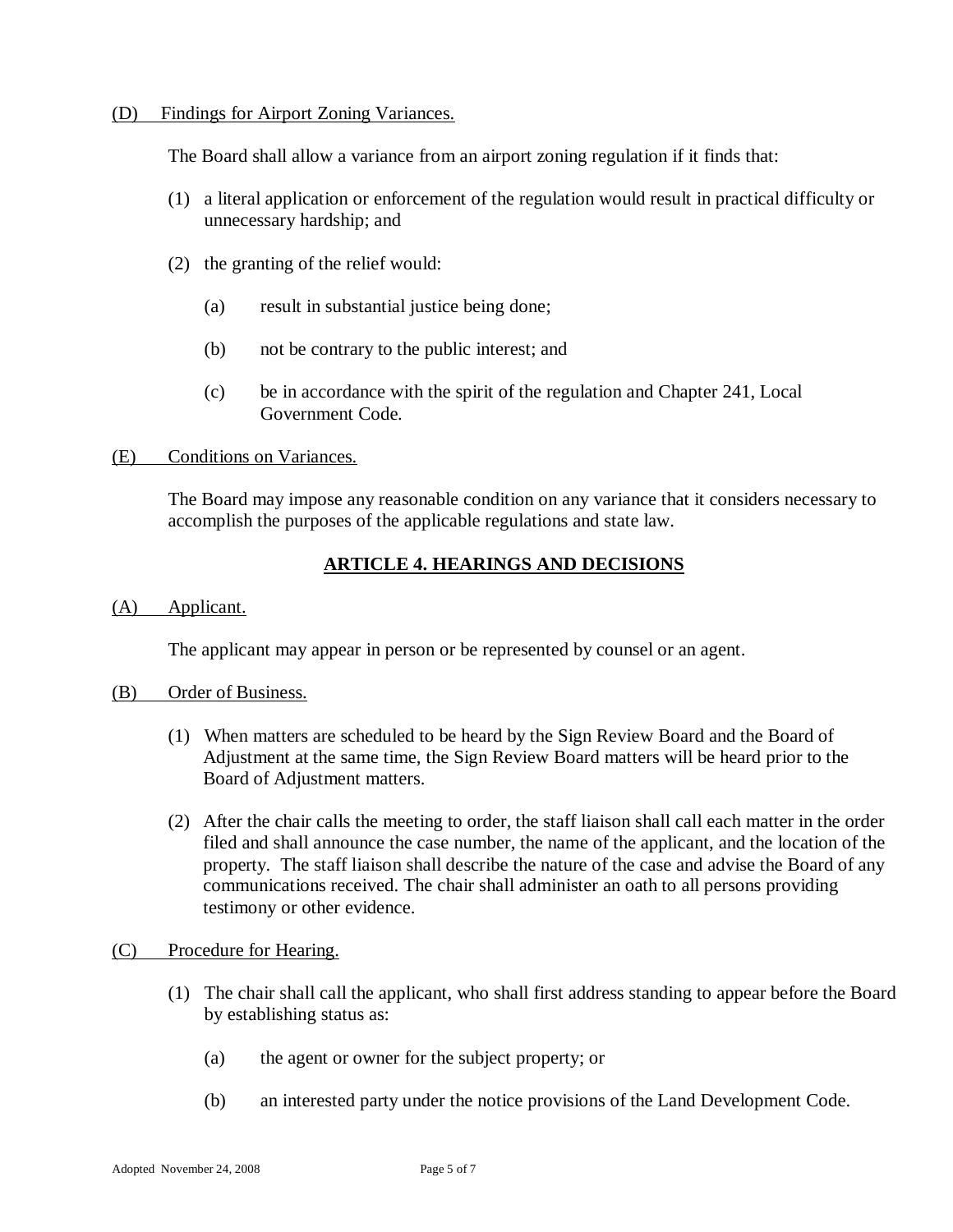(D) Findings for Airport Zoning Variances.

The Board shall allow a variance from an airport zoning regulation if it finds that:

(1) a literal application or enforcement of the regulation would result in practical difficulty or unnecessary hardship; and

(2) the granting of the relief would:

(a) result in substantial justice being done;

(b) not be contrary to the public interest; and

(c) be in accordance with the spirit of the regulation and Chapter 241, Local Government Code.

(E) Conditions on Variances.

The Board may impose any reasonable condition on any variance that it considers necessary to accomplish the purposes of the applicable regulations and state law.

## ARTICLE 4. HEARINGS AND DECISIONS

(A) Applicant.

The applicant may appear in person or be represented by counsel or an agent.

(B) Order of Business.

(1) When matters are scheduled to be heard by the Sign Review Board and the Board of Adjustment at the same time, the Sign Review Board matters will be heard prior to the Board of Adjustment matters.

(2) After the chair calls the meeting to order, the staff liaison shall call each matter in the order filed and shall announce the case number, the name of the applicant, and the location of the property. The staff liaison shall describe the nature of the case and advise the Board of any communications received. The chair shall administer an oath to all persons providing testimony or other evidence.

(C) Procedure for Hearing.

(1) The chair shall call the applicant, who shall first address standing to appear before the Board by establishing status as:

(a) the agent or owner for the subject property; or

(b) an interested party under the notice provisions of the Land Development Code.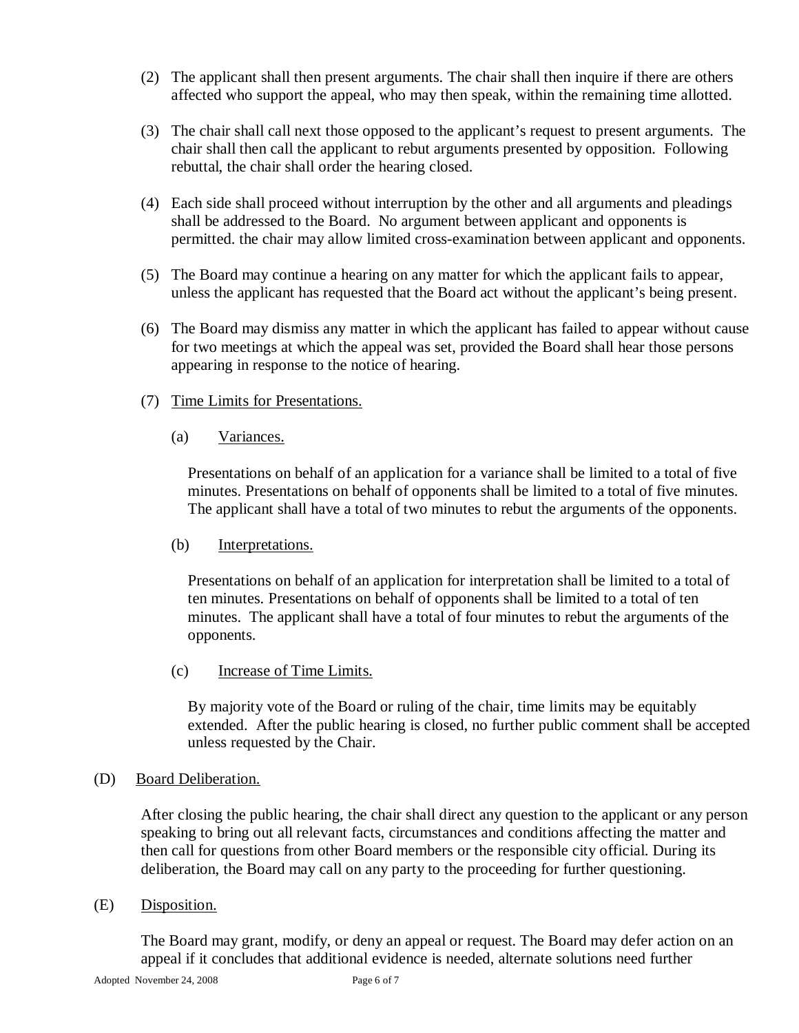(2) The applicant shall then present arguments. The chair shall then inquire if there are others affected who support the appeal, who may then speak, within the remaining time allotted.

(3) The chair shall call next those opposed to the applicant's request to present arguments. The chair shall then call the applicant to rebut arguments presented by opposition. Following rebuttal, the chair shall order the hearing closed.

(4) Each side shall proceed without interruption by the other and all arguments and pleadings shall be addressed to the Board. No argument between applicant and opponents is permitted. the chair may allow limited cross-examination between applicant and opponents.

(5) The Board may continue a hearing on any matter for which the applicant fails to appear, unless the applicant has requested that the Board act without the applicant's being present.

(6) The Board may dismiss any matter in which the applicant has failed to appear without cause for two meetings at which the appeal was set, provided the Board shall hear those persons appearing in response to the notice of hearing.

(7) <u>Time Limits for Presentations.</u>

(a) <u>Variances.</u>

Presentations on behalf of an application for a variance shall be limited to a total of five minutes. Presentations on behalf of opponents shall be limited to a total of five minutes. The applicant shall have a total of two minutes to rebut the arguments of the opponents.

(b) <u>Interpretations.</u>

Presentations on behalf of an application for interpretation shall be limited to a total of ten minutes. Presentations on behalf of opponents shall be limited to a total of ten minutes. The applicant shall have a total of four minutes to rebut the arguments of the opponents.

(c) <u>Increase of Time Limits.</u>

By majority vote of the Board or ruling of the chair, time limits may be equitably extended. After the public hearing is closed, no further public comment shall be accepted unless requested by the Chair.

(D) <u>Board Deliberation.</u>

After closing the public hearing, the chair shall direct any question to the applicant or any person speaking to bring out all relevant facts, circumstances and conditions affecting the matter and then call for questions from other Board members or the responsible city official. During its deliberation, the Board may call on any party to the proceeding for further questioning.

(E) <u>Disposition.</u>

The Board may grant, modify, or deny an appeal or request. The Board may defer action on an appeal if it concludes that additional evidence is needed, alternate solutions need further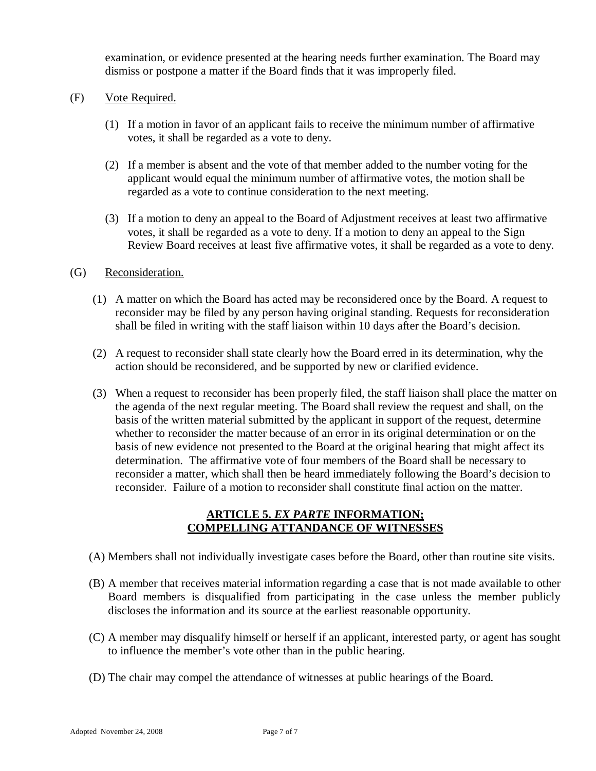examination, or evidence presented at the hearing needs further examination. The Board may dismiss or postpone a matter if the Board finds that it was improperly filed.

(F) Vote Required.

(1) If a motion in favor of an applicant fails to receive the minimum number of affirmative votes, it shall be regarded as a vote to deny.

(2) If a member is absent and the vote of that member added to the number voting for the applicant would equal the minimum number of affirmative votes, the motion shall be regarded as a vote to continue consideration to the next meeting.

(3) If a motion to deny an appeal to the Board of Adjustment receives at least two affirmative votes, it shall be regarded as a vote to deny. If a motion to deny an appeal to the Sign Review Board receives at least five affirmative votes, it shall be regarded as a vote to deny.

(G) Reconsideration.

(1) A matter on which the Board has acted may be reconsidered once by the Board. A request to reconsider may be filed by any person having original standing. Requests for reconsideration shall be filed in writing with the staff liaison within 10 days after the Board's decision.

(2) A request to reconsider shall state clearly how the Board erred in its determination, why the action should be reconsidered, and be supported by new or clarified evidence.

(3) When a request to reconsider has been properly filed, the staff liaison shall place the matter on the agenda of the next regular meeting. The Board shall review the request and shall, on the basis of the written material submitted by the applicant in support of the request, determine whether to reconsider the matter because of an error in its original determination or on the basis of new evidence not presented to the Board at the original hearing that might affect its determination. The affirmative vote of four members of the Board shall be necessary to reconsider a matter, which shall then be heard immediately following the Board's decision to reconsider. Failure of a motion to reconsider shall constitute final action on the matter.

## ARTICLE 5. *EX PARTE* INFORMATION; COMPELLING ATTENDANCE OF WITNESSES

(A) Members shall not individually investigate cases before the Board, other than routine site visits.

(B) A member that receives material information regarding a case that is not made available to other Board members is disqualified from participating in the case unless the member publicly discloses the information and its source at the earliest reasonable opportunity.

(C) A member may disqualify himself or herself if an applicant, interested party, or agent has sought to influence the member's vote other than in the public hearing.

(D) The chair may compel the attendance of witnesses at public hearings of the Board.

Adopted November 24, 2008